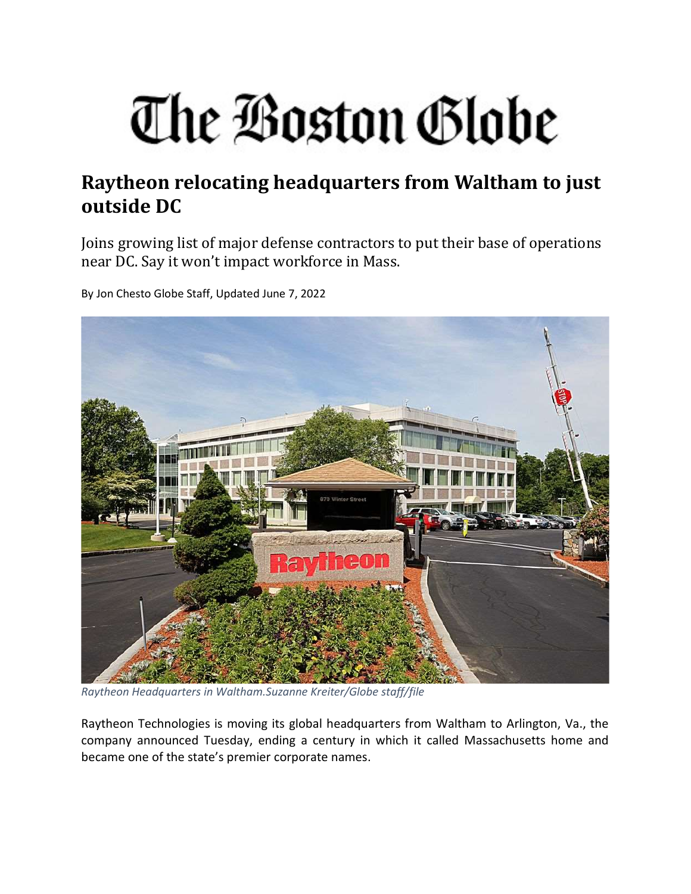# The Boston Globe

## Raytheon relocating headquarters from Waltham to just outside DC

Joins growing list of major defense contractors to put their base of operations near DC. Say it won't impact workforce in Mass.

By Jon Chesto Globe Staff, Updated June 7, 2022

*Raytheon Headquarters in Waltham.Suzanne Kreiter/Globe staff/file*

Raytheon Technologies is moving its global headquarters from Waltham to Arlington, Va., the company announced Tuesday, ending a century in which it called Massachusetts home and became one of the state's premier corporate names.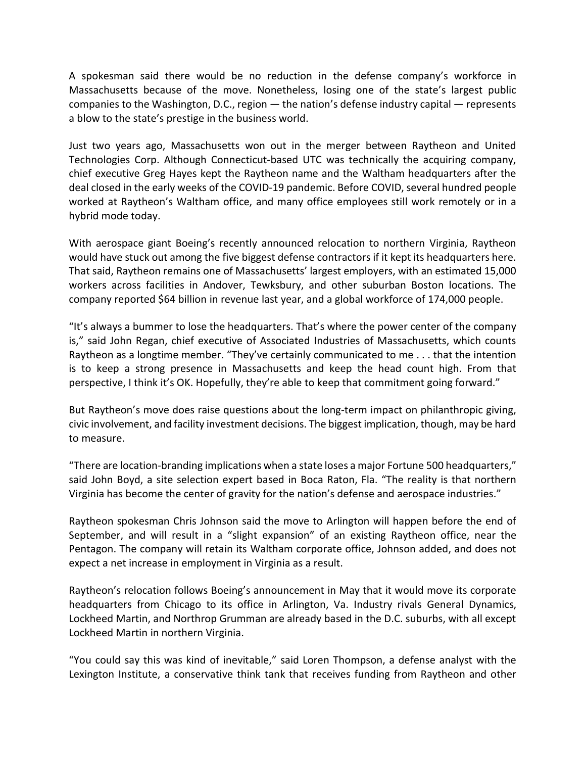A spokesman said there would be no reduction in the defense company's workforce in Massachusetts because of the move. Nonetheless, losing one of the state's largest public companies to the Washington, D.C., region — the nation's defense industry capital — represents a blow to the state's prestige in the business world.

Just two years ago, Massachusetts won out in the merger between Raytheon and United Technologies Corp. Although Connecticut-based UTC was technically the acquiring company, chief executive Greg Hayes kept the Raytheon name and the Waltham headquarters after the deal closed in the early weeks of the COVID-19 pandemic. Before COVID, several hundred people worked at Raytheon's Waltham office, and many office employees still work remotely or in a hybrid mode today.

With aerospace giant Boeing's recently announced relocation to northern Virginia, Raytheon would have stuck out among the five biggest defense contractors if it kept its headquarters here. That said, Raytheon remains one of Massachusetts' largest employers, with an estimated 15,000 workers across facilities in Andover, Tewksbury, and other suburban Boston locations. The company reported $64 billion in revenue last year, and a global workforce of 174,000 people.

"It's always a bummer to lose the headquarters. That's where the power center of the company is," said John Regan, chief executive of Associated Industries of Massachusetts, which counts Raytheon as a longtime member. "They've certainly communicated to me . . . that the intention is to keep a strong presence in Massachusetts and keep the head count high. From that perspective, I think it's OK. Hopefully, they're able to keep that commitment going forward."

But Raytheon's move does raise questions about the long-term impact on philanthropic giving, civic involvement, and facility investment decisions. The biggest implication, though, may be hard to measure.

"There are location-branding implications when a state loses a major Fortune 500 headquarters," said John Boyd, a site selection expert based in Boca Raton, Fla. "The reality is that northern Virginia has become the center of gravity for the nation's defense and aerospace industries."

Raytheon spokesman Chris Johnson said the move to Arlington will happen before the end of September, and will result in a "slight expansion" of an existing Raytheon office, near the Pentagon. The company will retain its Waltham corporate office, Johnson added, and does not expect a net increase in employment in Virginia as a result.

Raytheon's relocation follows Boeing's announcement in May that it would move its corporate headquarters from Chicago to its office in Arlington, Va. Industry rivals General Dynamics, Lockheed Martin, and Northrop Grumman are already based in the D.C. suburbs, with all except Lockheed Martin in northern Virginia.

"You could say this was kind of inevitable," said Loren Thompson, a defense analyst with the Lexington Institute, a conservative think tank that receives funding from Raytheon and other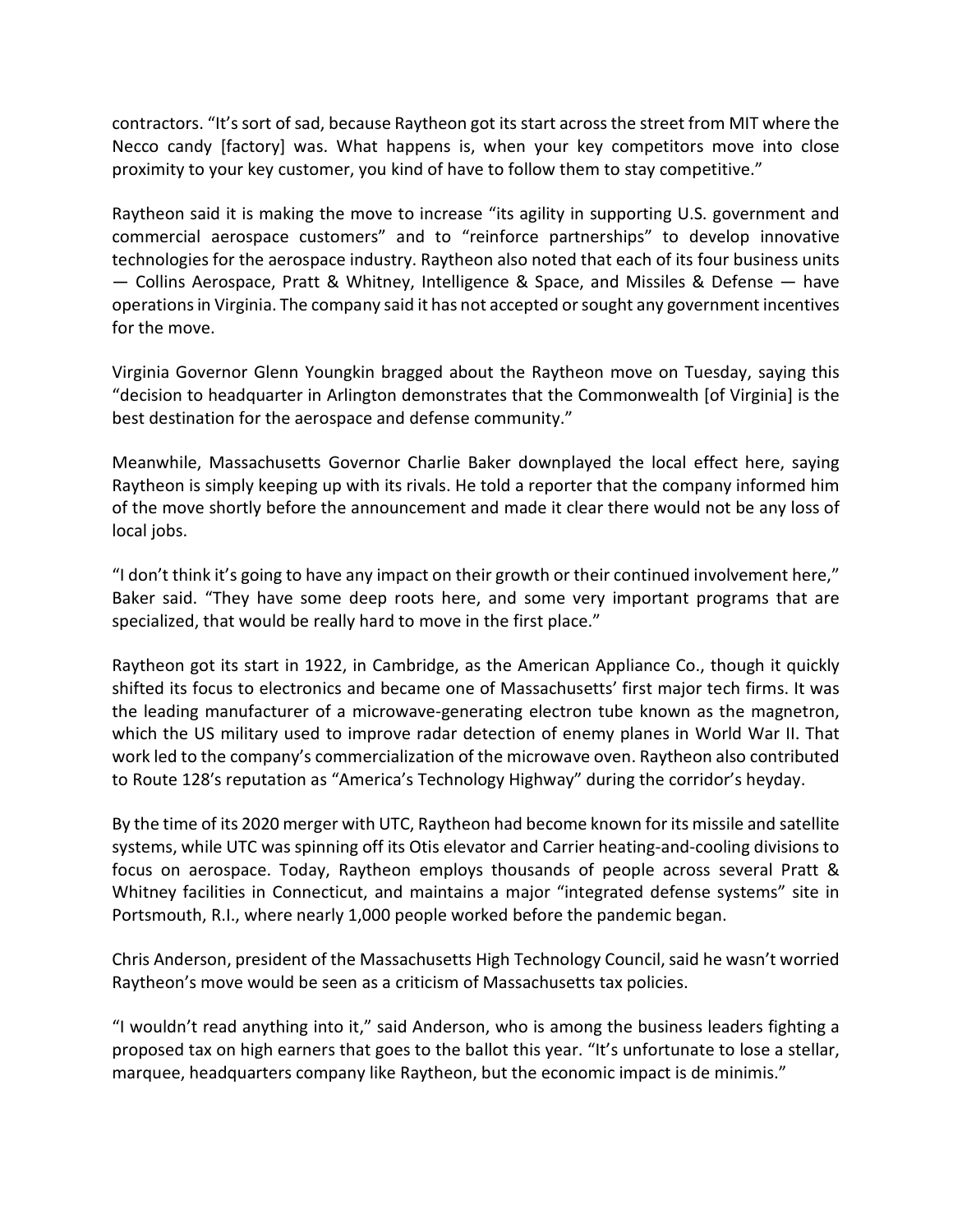contractors. "It's sort of sad, because Raytheon got its start across the street from MIT where the Necco candy [factory] was. What happens is, when your key competitors move into close proximity to your key customer, you kind of have to follow them to stay competitive."

Raytheon said it is making the move to increase "its agility in supporting U.S. government and commercial aerospace customers" and to "reinforce partnerships" to develop innovative technologies for the aerospace industry. Raytheon also noted that each of its four business units — Collins Aerospace, Pratt & Whitney, Intelligence & Space, and Missiles & Defense — have operations in Virginia. The company said it has not accepted or sought any government incentives for the move.

Virginia Governor Glenn Youngkin bragged about the Raytheon move on Tuesday, saying this "decision to headquarter in Arlington demonstrates that the Commonwealth [of Virginia] is the best destination for the aerospace and defense community."

Meanwhile, Massachusetts Governor Charlie Baker downplayed the local effect here, saying Raytheon is simply keeping up with its rivals. He told a reporter that the company informed him of the move shortly before the announcement and made it clear there would not be any loss of local jobs.

"I don't think it's going to have any impact on their growth or their continued involvement here," Baker said. "They have some deep roots here, and some very important programs that are specialized, that would be really hard to move in the first place."

Raytheon got its start in 1922, in Cambridge, as the American Appliance Co., though it quickly shifted its focus to electronics and became one of Massachusetts' first major tech firms. It was the leading manufacturer of a microwave-generating electron tube known as the magnetron, which the US military used to improve radar detection of enemy planes in World War II. That work led to the company's commercialization of the microwave oven. Raytheon also contributed to Route 128's reputation as "America's Technology Highway" during the corridor's heyday.

By the time of its 2020 merger with UTC, Raytheon had become known for its missile and satellite systems, while UTC was spinning off its Otis elevator and Carrier heating-and-cooling divisions to focus on aerospace. Today, Raytheon employs thousands of people across several Pratt & Whitney facilities in Connecticut, and maintains a major "integrated defense systems" site in Portsmouth, R.I., where nearly 1,000 people worked before the pandemic began.

Chris Anderson, president of the Massachusetts High Technology Council, said he wasn't worried Raytheon's move would be seen as a criticism of Massachusetts tax policies.

"I wouldn't read anything into it," said Anderson, who is among the business leaders fighting a proposed tax on high earners that goes to the ballot this year. "It's unfortunate to lose a stellar, marquee, headquarters company like Raytheon, but the economic impact is de minimis."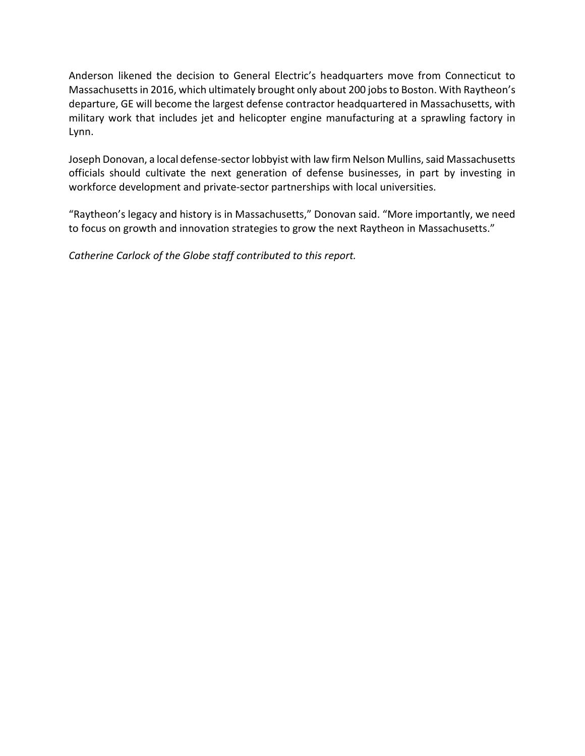Anderson likened the decision to General Electric's headquarters move from Connecticut to Massachusetts in 2016, which ultimately brought only about 200 jobs to Boston. With Raytheon's departure, GE will become the largest defense contractor headquartered in Massachusetts, with military work that includes jet and helicopter engine manufacturing at a sprawling factory in Lynn.

Joseph Donovan, a local defense-sector lobbyist with law firm Nelson Mullins, said Massachusetts officials should cultivate the next generation of defense businesses, in part by investing in workforce development and private-sector partnerships with local universities.

"Raytheon's legacy and history is in Massachusetts," Donovan said. "More importantly, we need to focus on growth and innovation strategies to grow the next Raytheon in Massachusetts."

*Catherine Carlock of the Globe staff contributed to this report.*